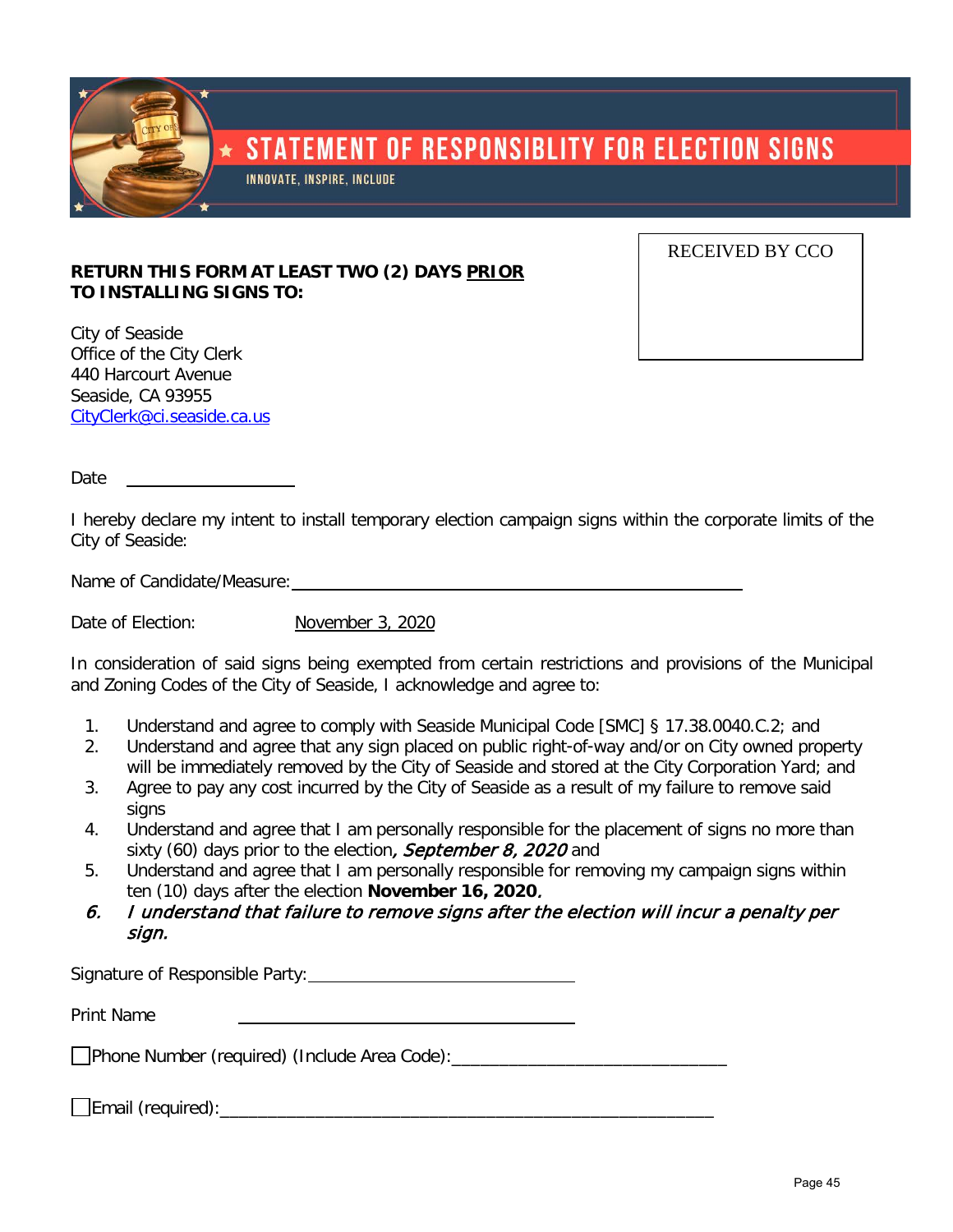# STATEMENT OF RESPONSIBLITY FOR ELECTION SIGNS

INNOVATE, INSPIRE, INCLUDE

RECEIVED BY CCO

**RETURN THIS FORM AT LEAST TWO (2) DAYS PRIOR TO INSTALLING SIGNS TO:**

City of Seaside
Office of the City Clerk
440 Harcourt Avenue
Seaside, CA 93955
CityClerk@ci.seaside.ca.us

Date ____________________

I hereby declare my intent to install temporary election campaign signs within the corporate limits of the City of Seaside:

Name of Candidate/Measure: ____________________________________________________

Date of Election: November 3, 2020

In consideration of said signs being exempted from certain restrictions and provisions of the Municipal and Zoning Codes of the City of Seaside, I acknowledge and agree to:

1. Understand and agree to comply with Seaside Municipal Code [SMC] § 17.38.0040.C.2; and
2. Understand and agree that any sign placed on public right-of-way and/or on City owned property will be immediately removed by the City of Seaside and stored at the City Corporation Yard; and
3. Agree to pay any cost incurred by the City of Seaside as a result of my failure to remove said signs
4. Understand and agree that I am personally responsible for the placement of signs no more than sixty (60) days prior to the election*, September 8, 2020* and
5. Understand and agree that I am personally responsible for removing my campaign signs within ten (10) days after the election **November 16, 2020***,*
6. *I understand that failure to remove signs after the election will incur a penalty per sign.*

Signature of Responsible Party: ______________________________

Print Name ______________________________

☐ Phone Number (required) (Include Area Code): ______________________________

☐ Email (required): ____________________________________________________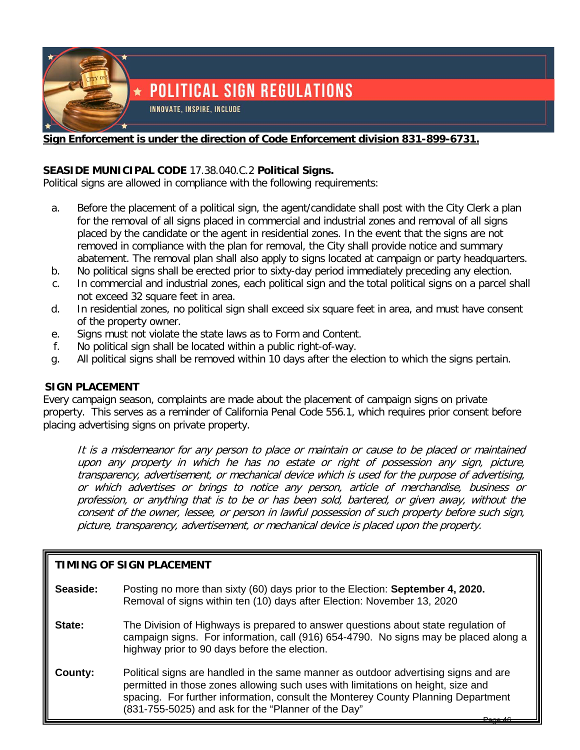# POLITICAL SIGN REGULATIONS

INNOVATE, INSPIRE, INCLUDE

**Sign Enforcement is under the direction of Code Enforcement division 831-899-6731.**

**SEASIDE MUNICIPAL CODE** 17.38.040.C.2 **Political Signs.**

Political signs are allowed in compliance with the following requirements:

a. Before the placement of a political sign, the agent/candidate shall post with the City Clerk a plan for the removal of all signs placed in commercial and industrial zones and removal of all signs placed by the candidate or the agent in residential zones. In the event that the signs are not removed in compliance with the plan for removal, the City shall provide notice and summary abatement. The removal plan shall also apply to signs located at campaign or party headquarters.
b. No political signs shall be erected prior to sixty-day period immediately preceding any election.
c. In commercial and industrial zones, each political sign and the total political signs on a parcel shall not exceed 32 square feet in area.
d. In residential zones, no political sign shall exceed six square feet in area, and must have consent of the property owner.
e. Signs must not violate the state laws as to Form and Content.
f. No political sign shall be located within a public right-of-way.
g. All political signs shall be removed within 10 days after the election to which the signs pertain.

## SIGN PLACEMENT

Every campaign season, complaints are made about the placement of campaign signs on private property. This serves as a reminder of California Penal Code 556.1, which requires prior consent before placing advertising signs on private property.

> *It is a misdemeanor for any person to place or maintain or cause to be placed or maintained upon any property in which he has no estate or right of possession any sign, picture, transparency, advertisement, or mechanical device which is used for the purpose of advertising, or which advertises or brings to notice any person, article of merchandise, business or profession, or anything that is to be or has been sold, bartered, or given away, without the consent of the owner, lessee, or person in lawful possession of such property before such sign, picture, transparency, advertisement, or mechanical device is placed upon the property.*

## TIMING OF SIGN PLACEMENT

| | |
|---|---|
| **Seaside:** | Posting no more than sixty (60) days prior to the Election: **September 4, 2020.** Removal of signs within ten (10) days after Election: November 13, 2020 |
| **State:** | The Division of Highways is prepared to answer questions about state regulation of campaign signs. For information, call (916) 654-4790. No signs may be placed along a highway prior to 90 days before the election. |
| **County:** | Political signs are handled in the same manner as outdoor advertising signs and are permitted in those zones allowing such uses with limitations on height, size and spacing. For further information, consult the Monterey County Planning Department (831-755-5025) and ask for the "Planner of the Day" |